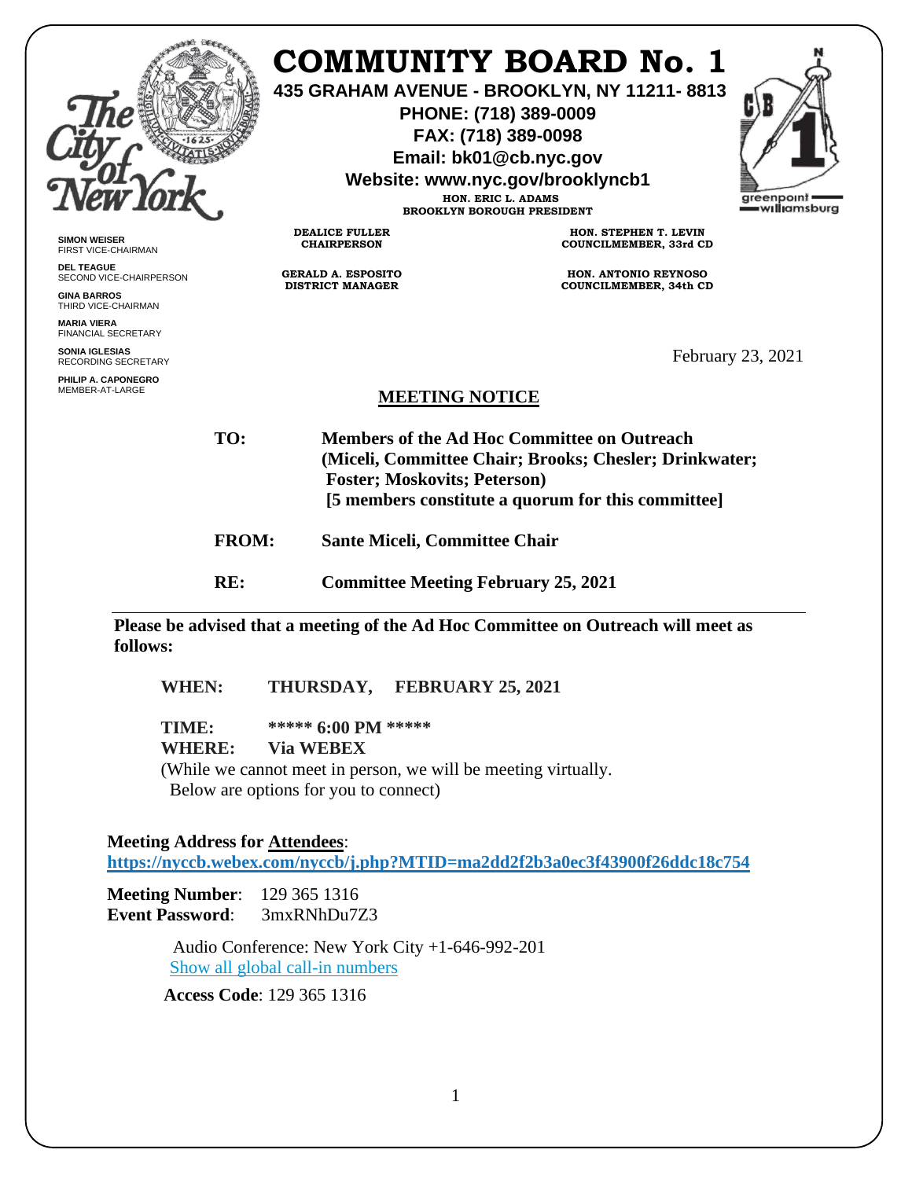# COMMUNITY BOARD No. 1

**435 GRAHAM AVENUE - BROOKLYN, NY 11211- 8813**
**PHONE: (718) 389-0009**
**FAX: (718) 389-0098**
**Email: bk01@cb.nyc.gov**
**Website: www.nyc.gov/brooklyncb1**

**HON. ERIC L. ADAMS**
**BROOKLYN BOROUGH PRESIDENT**

**DEALICE FULLER**
**CHAIRPERSON**

**GERALD A. ESPOSITO**
**DISTRICT MANAGER**

**HON. STEPHEN T. LEVIN**
**COUNCILMEMBER, 33rd CD**

**HON. ANTONIO REYNOSO**
**COUNCILMEMBER, 34th CD**

**SIMON WEISER**
FIRST VICE-CHAIRMAN

**DEL TEAGUE**
SECOND VICE-CHAIRPERSON

**GINA BARROS**
THIRD VICE-CHAIRMAN

**MARIA VIERA**
FINANCIAL SECRETARY

**SONIA IGLESIAS**
RECORDING SECRETARY

**PHILIP A. CAPONEGRO**
MEMBER-AT-LARGE

February 23, 2021

## MEETING NOTICE

**TO:** **Members of the Ad Hoc Committee on Outreach (Miceli, Committee Chair; Brooks; Chesler; Drinkwater; Foster; Moskovits; Peterson) [5 members constitute a quorum for this committee]**

**FROM:** **Sante Miceli, Committee Chair**

**RE:** **Committee Meeting February 25, 2021**

---

**Please be advised that a meeting of the Ad Hoc Committee on Outreach will meet as follows:**

**WHEN:** **THURSDAY, FEBRUARY 25, 2021**

**TIME:** **\*\*\*\*\* 6:00 PM \*\*\*\*\***
**WHERE:** **Via WEBEX**
(While we cannot meet in person, we will be meeting virtually. Below are options for you to connect)

**Meeting Address for Attendees**:
**https://nyccb.webex.com/nyccb/j.php?MTID=ma2dd2f2b3a0ec3f43900f26ddc18c754**

**Meeting Number**: 129 365 1316
**Event Password**: 3mxRNhDu7Z3

Audio Conference: New York City +1-646-992-201
Show all global call-in numbers

**Access Code**: 129 365 1316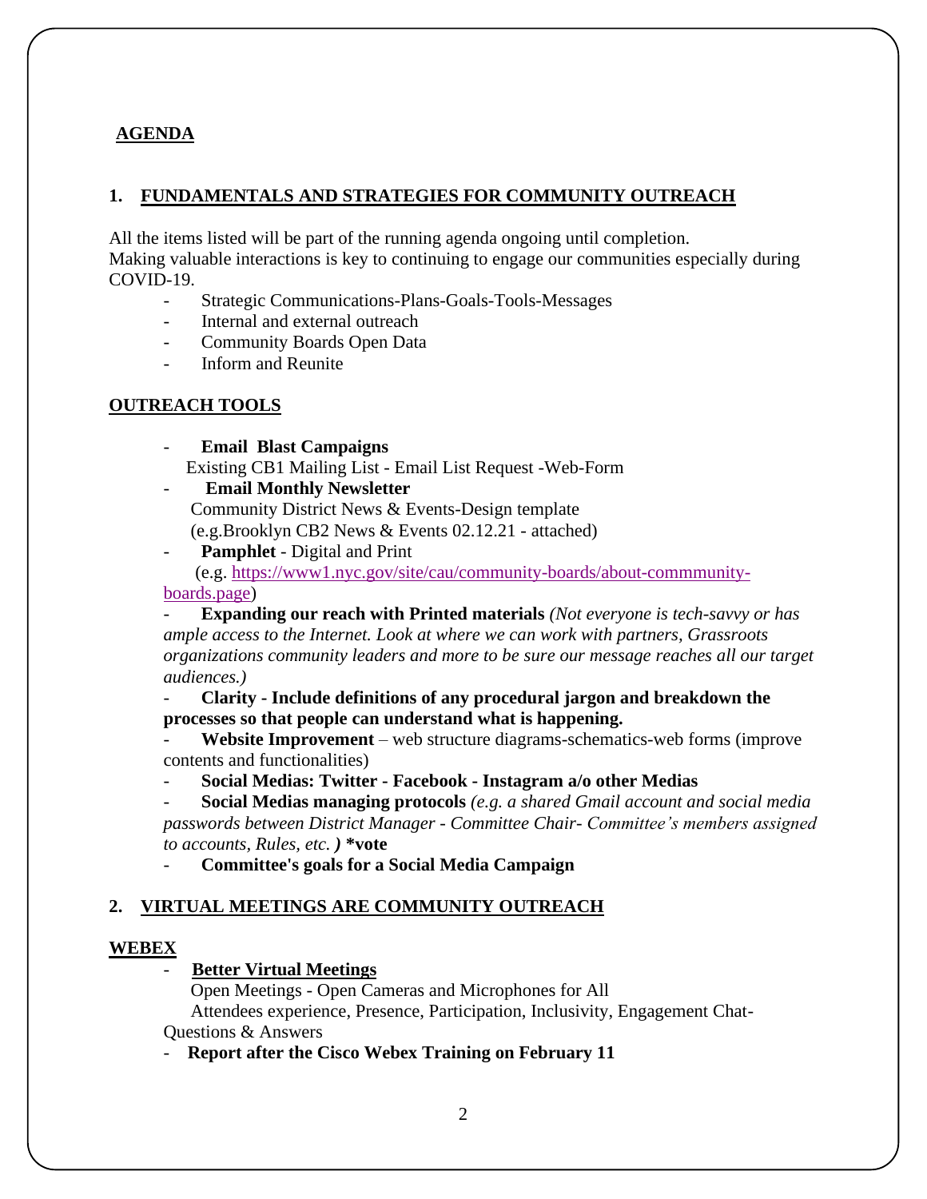## AGENDA

### 1. FUNDAMENTALS AND STRATEGIES FOR COMMUNITY OUTREACH

All the items listed will be part of the running agenda ongoing until completion.
Making valuable interactions is key to continuing to engage our communities especially during COVID-19.

- Strategic Communications-Plans-Goals-Tools-Messages
- Internal and external outreach
- Community Boards Open Data
- Inform and Reunite

### OUTREACH TOOLS

- **Email Blast Campaigns**
  Existing CB1 Mailing List - Email List Request -Web-Form
- **Email Monthly Newsletter**
  Community District News & Events-Design template
  (e.g.Brooklyn CB2 News & Events 02.12.21 - attached)
- **Pamphlet** - Digital and Print
  (e.g. [https://www1.nyc.gov/site/cau/community-boards/about-commmunity-boards.page](https://www1.nyc.gov/site/cau/community-boards/about-commmunity-boards.page))
- **Expanding our reach with Printed materials** *(Not everyone is tech-savvy or has ample access to the Internet. Look at where we can work with partners, Grassroots organizations community leaders and more to be sure our message reaches all our target audiences.)*
- **Clarity - Include definitions of any procedural jargon and breakdown the processes so that people can understand what is happening.**
- **Website Improvement** – web structure diagrams-schematics-web forms (improve contents and functionalities)
- **Social Medias: Twitter - Facebook - Instagram a/o other Medias**
- **Social Medias managing protocols** *(e.g. a shared Gmail account and social media passwords between District Manager - Committee Chair- Committee's members assigned to accounts, Rules, etc. )* **\*vote**
- **Committee's goals for a Social Media Campaign**

### 2. VIRTUAL MEETINGS ARE COMMUNITY OUTREACH

**WEBEX**

- **Better Virtual Meetings**
  Open Meetings - Open Cameras and Microphones for All
  Attendees experience, Presence, Participation, Inclusivity, Engagement Chat-Questions & Answers
- **Report after the Cisco Webex Training on February 11**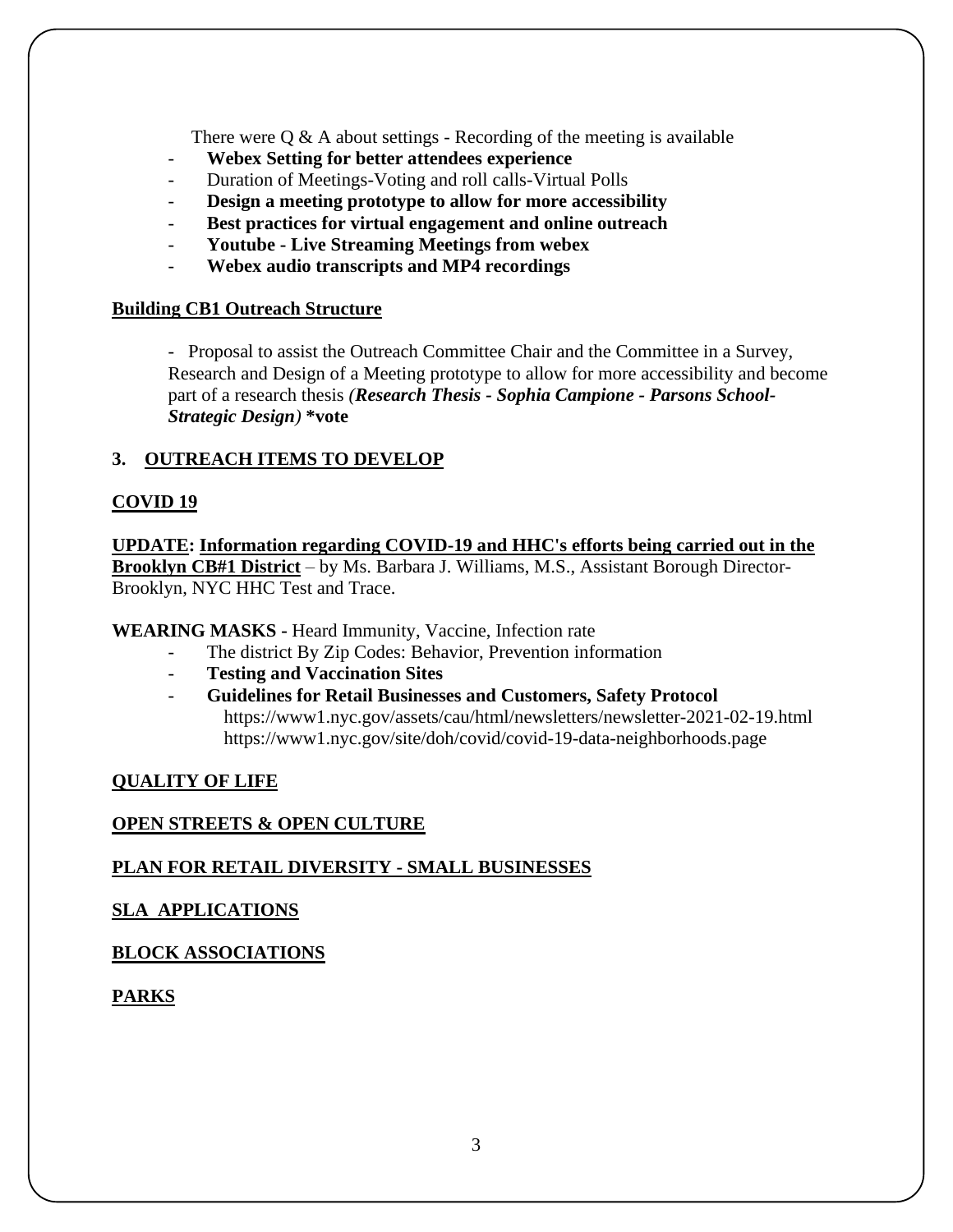There were Q & A about settings - Recording of the meeting is available

- **Webex Setting for better attendees experience**
- Duration of Meetings-Voting and roll calls-Virtual Polls
- **Design a meeting prototype to allow for more accessibility**
- **Best practices for virtual engagement and online outreach**
- **Youtube - Live Streaming Meetings from webex**
- **Webex audio transcripts and MP4 recordings**

**Building CB1 Outreach Structure**

- Proposal to assist the Outreach Committee Chair and the Committee in a Survey, Research and Design of a Meeting prototype to allow for more accessibility and become part of a research thesis *(**Research Thesis - Sophia Campione - Parsons School- Strategic Design**)* **\*vote**

## 3. OUTREACH ITEMS TO DEVELOP

**COVID 19**

**UPDATE: Information regarding COVID-19 and HHC's efforts being carried out in the Brooklyn CB#1 District** – by Ms. Barbara J. Williams, M.S., Assistant Borough Director-Brooklyn, NYC HHC Test and Trace.

**WEARING MASKS -** Heard Immunity, Vaccine, Infection rate

- The district By Zip Codes: Behavior, Prevention information
- **Testing and Vaccination Sites**
- **Guidelines for Retail Businesses and Customers, Safety Protocol**
  https://www1.nyc.gov/assets/cau/html/newsletters/newsletter-2021-02-19.html
  https://www1.nyc.gov/site/doh/covid/covid-19-data-neighborhoods.page

**QUALITY OF LIFE**

**OPEN STREETS & OPEN CULTURE**

**PLAN FOR RETAIL DIVERSITY - SMALL BUSINESSES**

**SLA APPLICATIONS**

**BLOCK ASSOCIATIONS**

**PARKS**